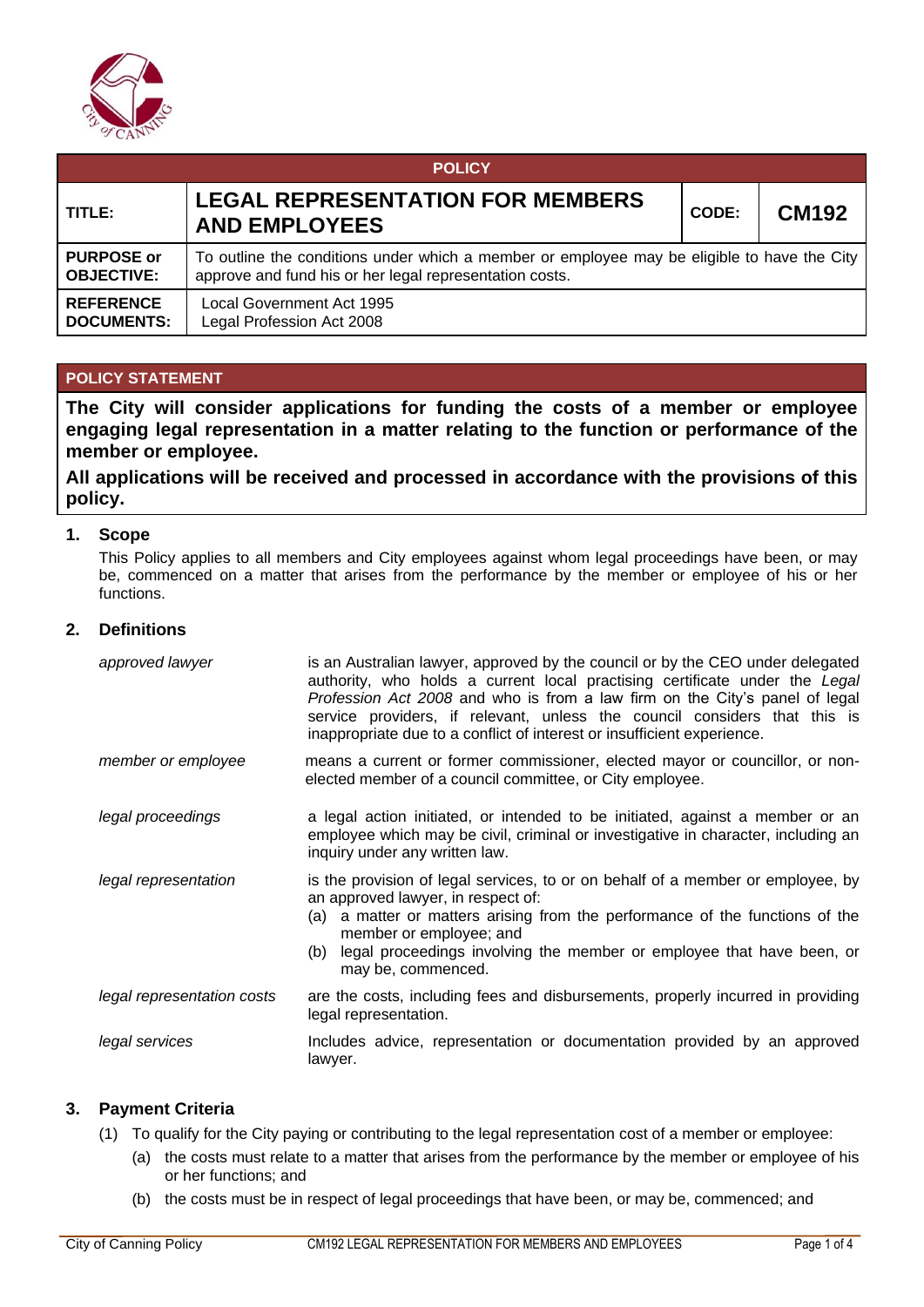| POLICY | | | |
|---|---|---|---|
| **TITLE:** | **LEGAL REPRESENTATION FOR MEMBERS AND EMPLOYEES** | **CODE:** | **CM192** |
| **PURPOSE or OBJECTIVE:** | To outline the conditions under which a member or employee may be eligible to have the City approve and fund his or her legal representation costs. | | |
| **REFERENCE DOCUMENTS:** | Local Government Act 1995<br>Legal Profession Act 2008 | | |

## POLICY STATEMENT

**The City will consider applications for funding the costs of a member or employee engaging legal representation in a matter relating to the function or performance of the member or employee.**

**All applications will be received and processed in accordance with the provisions of this policy.**

### 1. Scope

This Policy applies to all members and City employees against whom legal proceedings have been, or may be, commenced on a matter that arises from the performance by the member or employee of his or her functions.

### 2. Definitions

| | |
|---|---|
| *approved lawyer* | is an Australian lawyer, approved by the council or by the CEO under delegated authority, who holds a current local practising certificate under the *Legal Profession Act 2008* and who is from a law firm on the City's panel of legal service providers, if relevant, unless the council considers that this is inappropriate due to a conflict of interest or insufficient experience. |
| *member or employee* | means a current or former commissioner, elected mayor or councillor, or non-elected member of a council committee, or City employee. |
| *legal proceedings* | a legal action initiated, or intended to be initiated, against a member or an employee which may be civil, criminal or investigative in character, including an inquiry under any written law. |
| *legal representation* | is the provision of legal services, to or on behalf of a member or employee, by an approved lawyer, in respect of:<br>(a) a matter or matters arising from the performance of the functions of the member or employee; and<br>(b) legal proceedings involving the member or employee that have been, or may be, commenced. |
| *legal representation costs* | are the costs, including fees and disbursements, properly incurred in providing legal representation. |
| *legal services* | Includes advice, representation or documentation provided by an approved lawyer. |

### 3. Payment Criteria

(1) To qualify for the City paying or contributing to the legal representation cost of a member or employee:

(a) the costs must relate to a matter that arises from the performance by the member or employee of his or her functions; and

(b) the costs must be in respect of legal proceedings that have been, or may be, commenced; and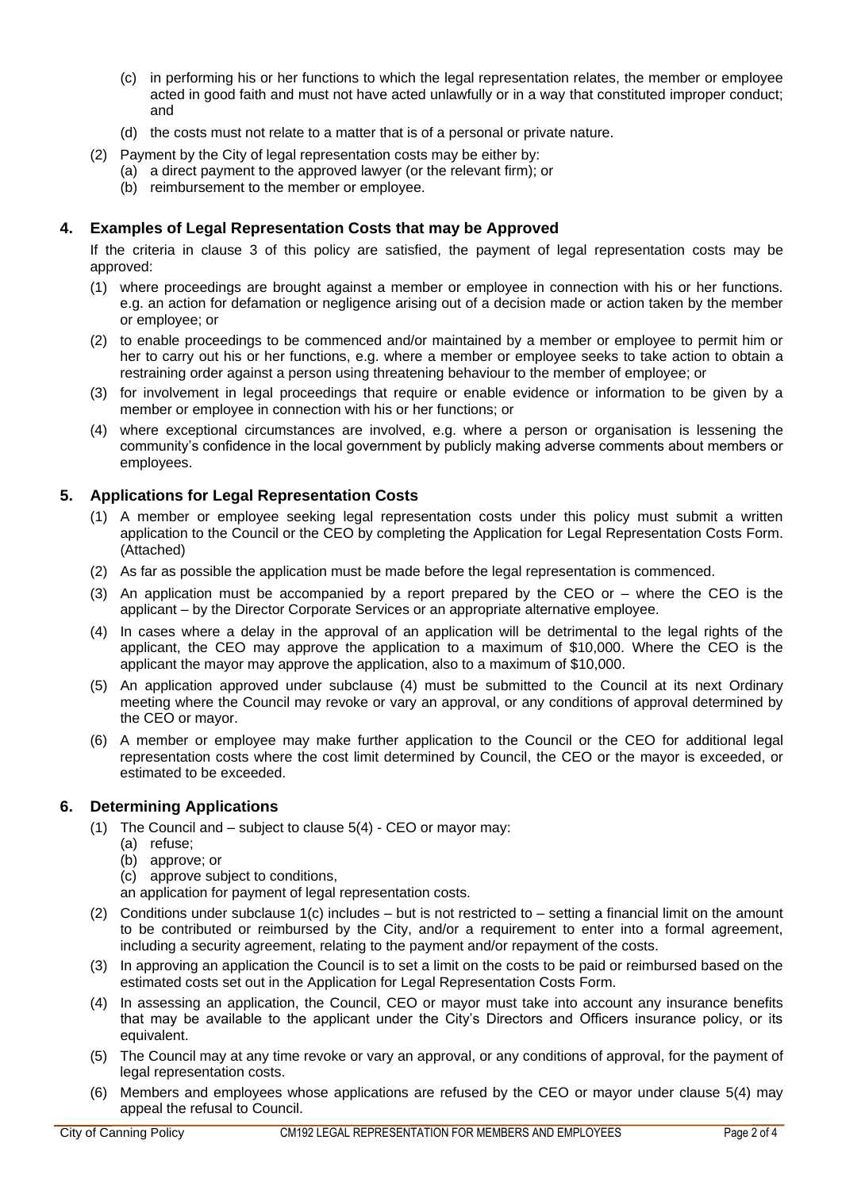(c) in performing his or her functions to which the legal representation relates, the member or employee acted in good faith and must not have acted unlawfully or in a way that constituted improper conduct; and

(d) the costs must not relate to a matter that is of a personal or private nature.

(2) Payment by the City of legal representation costs may be either by:

(a) a direct payment to the approved lawyer (or the relevant firm); or

(b) reimbursement to the member or employee.

## 4. Examples of Legal Representation Costs that may be Approved

If the criteria in clause 3 of this policy are satisfied, the payment of legal representation costs may be approved:

(1) where proceedings are brought against a member or employee in connection with his or her functions. e.g. an action for defamation or negligence arising out of a decision made or action taken by the member or employee; or

(2) to enable proceedings to be commenced and/or maintained by a member or employee to permit him or her to carry out his or her functions, e.g. where a member or employee seeks to take action to obtain a restraining order against a person using threatening behaviour to the member of employee; or

(3) for involvement in legal proceedings that require or enable evidence or information to be given by a member or employee in connection with his or her functions; or

(4) where exceptional circumstances are involved, e.g. where a person or organisation is lessening the community's confidence in the local government by publicly making adverse comments about members or employees.

## 5. Applications for Legal Representation Costs

(1) A member or employee seeking legal representation costs under this policy must submit a written application to the Council or the CEO by completing the Application for Legal Representation Costs Form. (Attached)

(2) As far as possible the application must be made before the legal representation is commenced.

(3) An application must be accompanied by a report prepared by the CEO or – where the CEO is the applicant – by the Director Corporate Services or an appropriate alternative employee.

(4) In cases where a delay in the approval of an application will be detrimental to the legal rights of the applicant, the CEO may approve the application to a maximum of $10,000. Where the CEO is the applicant the mayor may approve the application, also to a maximum of $10,000.

(5) An application approved under subclause (4) must be submitted to the Council at its next Ordinary meeting where the Council may revoke or vary an approval, or any conditions of approval determined by the CEO or mayor.

(6) A member or employee may make further application to the Council or the CEO for additional legal representation costs where the cost limit determined by Council, the CEO or the mayor is exceeded, or estimated to be exceeded.

## 6. Determining Applications

(1) The Council and – subject to clause 5(4) - CEO or mayor may:

(a) refuse;

(b) approve; or

(c) approve subject to conditions,

an application for payment of legal representation costs.

(2) Conditions under subclause 1(c) includes – but is not restricted to – setting a financial limit on the amount to be contributed or reimbursed by the City, and/or a requirement to enter into a formal agreement, including a security agreement, relating to the payment and/or repayment of the costs.

(3) In approving an application the Council is to set a limit on the costs to be paid or reimbursed based on the estimated costs set out in the Application for Legal Representation Costs Form.

(4) In assessing an application, the Council, CEO or mayor must take into account any insurance benefits that may be available to the applicant under the City's Directors and Officers insurance policy, or its equivalent.

(5) The Council may at any time revoke or vary an approval, or any conditions of approval, for the payment of legal representation costs.

(6) Members and employees whose applications are refused by the CEO or mayor under clause 5(4) may appeal the refusal to Council.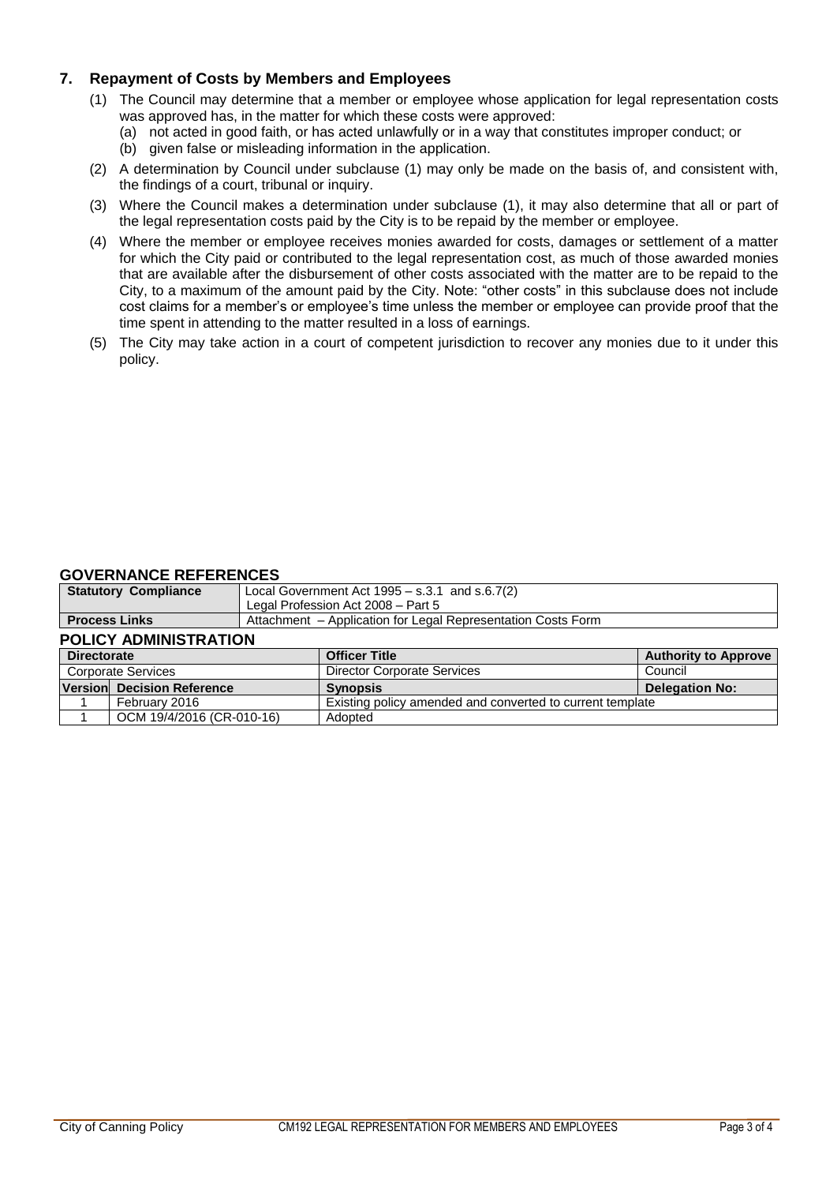## 7. Repayment of Costs by Members and Employees

(1) The Council may determine that a member or employee whose application for legal representation costs was approved has, in the matter for which these costs were approved:

(a) not acted in good faith, or has acted unlawfully or in a way that constitutes improper conduct; or

(b) given false or misleading information in the application.

(2) A determination by Council under subclause (1) may only be made on the basis of, and consistent with, the findings of a court, tribunal or inquiry.

(3) Where the Council makes a determination under subclause (1), it may also determine that all or part of the legal representation costs paid by the City is to be repaid by the member or employee.

(4) Where the member or employee receives monies awarded for costs, damages or settlement of a matter for which the City paid or contributed to the legal representation cost, as much of those awarded monies that are available after the disbursement of other costs associated with the matter are to be repaid to the City, to a maximum of the amount paid by the City. Note: "other costs" in this subclause does not include cost claims for a member's or employee's time unless the member or employee can provide proof that the time spent in attending to the matter resulted in a loss of earnings.

(5) The City may take action in a court of competent jurisdiction to recover any monies due to it under this policy.

### GOVERNANCE REFERENCES

| **Statutory Compliance** | Local Government Act 1995 – s.3.1 and s.6.7(2)<br>Legal Profession Act 2008 – Part 5 |
|---|---|
| **Process Links** | Attachment – Application for Legal Representation Costs Form |

### POLICY ADMINISTRATION

| **Directorate** | | **Officer Title** | **Authority to Approve** |
|---|---|---|---|
| Corporate Services | | Director Corporate Services | Council |
| **Version** | **Decision Reference** | **Synopsis** | **Delegation No:** |
| 1 | February 2016 | Existing policy amended and converted to current template | |
| 1 | OCM 19/4/2016 (CR-010-16) | Adopted | |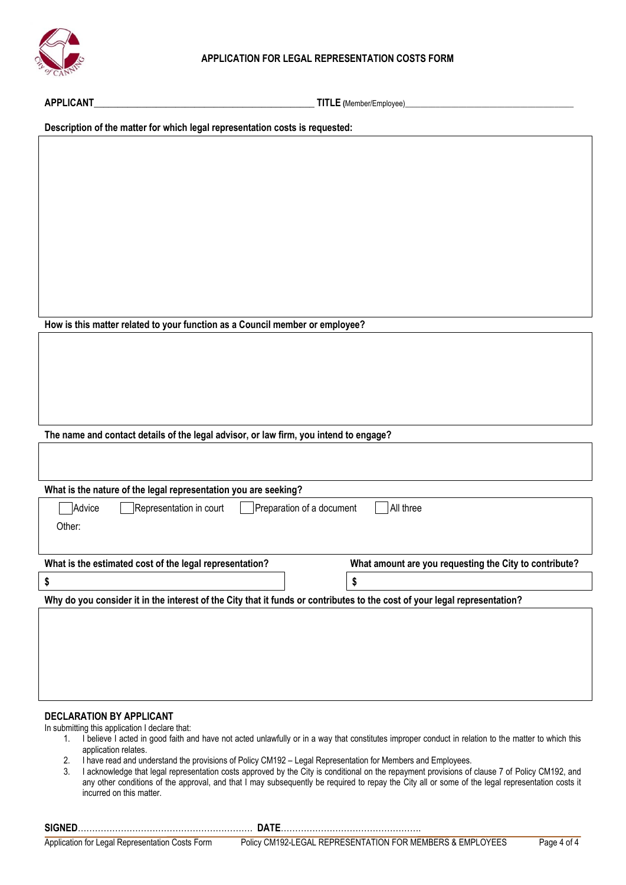# APPLICATION FOR LEGAL REPRESENTATION COSTS FORM

**APPLICANT**\_\_\_\_\_\_\_\_\_\_\_\_\_\_\_\_\_\_\_\_\_\_\_\_\_\_\_\_\_\_\_\_\_\_\_\_\_\_\_\_ **TITLE (**Member/Employee)\_\_\_\_\_\_\_\_\_\_\_\_\_\_\_\_\_\_\_\_\_\_\_\_\_\_\_\_\_\_\_\_\_\_

**Description of the matter for which legal representation costs is requested:**

**How is this matter related to your function as a Council member or employee?**

**The name and contact details of the legal advisor, or law firm, you intend to engage?**

**What is the nature of the legal representation you are seeking?**

☐ Advice ☐ Representation in court ☐ Preparation of a document ☐ All three

Other:

| What is the estimated cost of the legal representation? | What amount are you requesting the City to contribute? |
|---|---|
| $ | $ |

**Why do you consider it in the interest of the City that it funds or contributes to the cost of your legal representation?**

## DECLARATION BY APPLICANT

In submitting this application I declare that:

1. I believe I acted in good faith and have not acted unlawfully or in a way that constitutes improper conduct in relation to the matter to which this application relates.
2. I have read and understand the provisions of Policy CM192 – Legal Representation for Members and Employees.
3. I acknowledge that legal representation costs approved by the City is conditional on the repayment provisions of clause 7 of Policy CM192, and any other conditions of the approval, and that I may subsequently be required to repay the City all or some of the legal representation costs it incurred on this matter.

**SIGNED**……………………………………………………. **DATE**………………………………………….